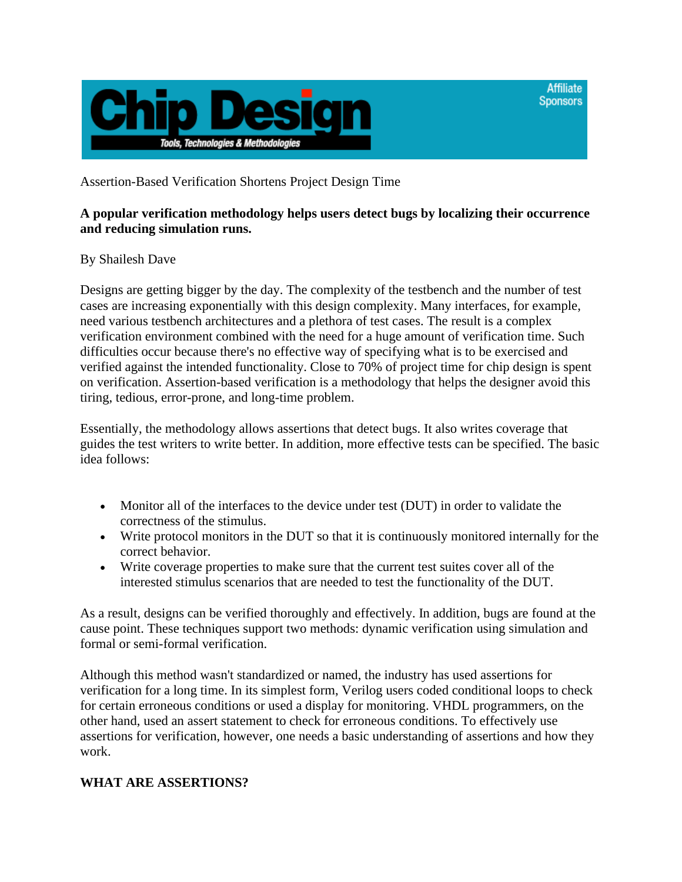Chip Design

Tools, Technologies & Methodologies

Affiliate Sponsors

Assertion-Based Verification Shortens Project Design Time

**A popular verification methodology helps users detect bugs by localizing their occurrence and reducing simulation runs.**

By Shailesh Dave

Designs are getting bigger by the day. The complexity of the testbench and the number of test cases are increasing exponentially with this design complexity. Many interfaces, for example, need various testbench architectures and a plethora of test cases. The result is a complex verification environment combined with the need for a huge amount of verification time. Such difficulties occur because there's no effective way of specifying what is to be exercised and verified against the intended functionality. Close to 70% of project time for chip design is spent on verification. Assertion-based verification is a methodology that helps the designer avoid this tiring, tedious, error-prone, and long-time problem.

Essentially, the methodology allows assertions that detect bugs. It also writes coverage that guides the test writers to write better. In addition, more effective tests can be specified. The basic idea follows:

- Monitor all of the interfaces to the device under test (DUT) in order to validate the correctness of the stimulus.
- Write protocol monitors in the DUT so that it is continuously monitored internally for the correct behavior.
- Write coverage properties to make sure that the current test suites cover all of the interested stimulus scenarios that are needed to test the functionality of the DUT.

As a result, designs can be verified thoroughly and effectively. In addition, bugs are found at the cause point. These techniques support two methods: dynamic verification using simulation and formal or semi-formal verification.

Although this method wasn't standardized or named, the industry has used assertions for verification for a long time. In its simplest form, Verilog users coded conditional loops to check for certain erroneous conditions or used a display for monitoring. VHDL programmers, on the other hand, used an assert statement to check for erroneous conditions. To effectively use assertions for verification, however, one needs a basic understanding of assertions and how they work.

## WHAT ARE ASSERTIONS?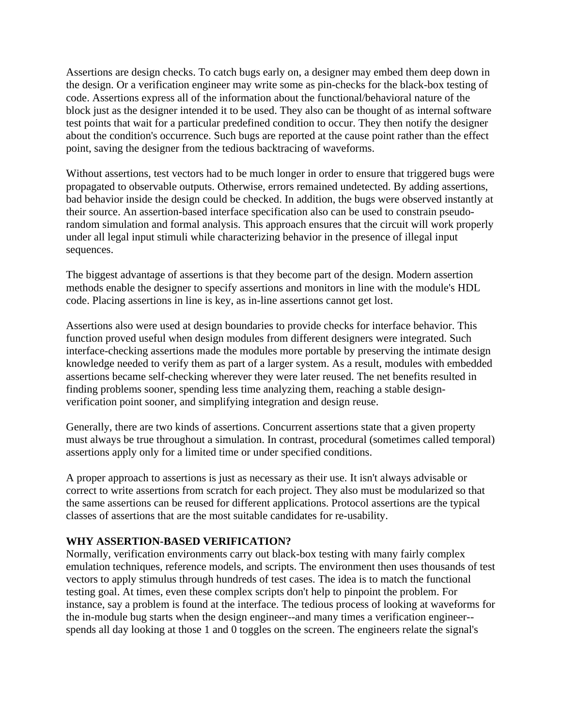Assertions are design checks. To catch bugs early on, a designer may embed them deep down in the design. Or a verification engineer may write some as pin-checks for the black-box testing of code. Assertions express all of the information about the functional/behavioral nature of the block just as the designer intended it to be used. They also can be thought of as internal software test points that wait for a particular predefined condition to occur. They then notify the designer about the condition's occurrence. Such bugs are reported at the cause point rather than the effect point, saving the designer from the tedious backtracing of waveforms.

Without assertions, test vectors had to be much longer in order to ensure that triggered bugs were propagated to observable outputs. Otherwise, errors remained undetected. By adding assertions, bad behavior inside the design could be checked. In addition, the bugs were observed instantly at their source. An assertion-based interface specification also can be used to constrain pseudo-random simulation and formal analysis. This approach ensures that the circuit will work properly under all legal input stimuli while characterizing behavior in the presence of illegal input sequences.

The biggest advantage of assertions is that they become part of the design. Modern assertion methods enable the designer to specify assertions and monitors in line with the module's HDL code. Placing assertions in line is key, as in-line assertions cannot get lost.

Assertions also were used at design boundaries to provide checks for interface behavior. This function proved useful when design modules from different designers were integrated. Such interface-checking assertions made the modules more portable by preserving the intimate design knowledge needed to verify them as part of a larger system. As a result, modules with embedded assertions became self-checking wherever they were later reused. The net benefits resulted in finding problems sooner, spending less time analyzing them, reaching a stable design-verification point sooner, and simplifying integration and design reuse.

Generally, there are two kinds of assertions. Concurrent assertions state that a given property must always be true throughout a simulation. In contrast, procedural (sometimes called temporal) assertions apply only for a limited time or under specified conditions.

A proper approach to assertions is just as necessary as their use. It isn't always advisable or correct to write assertions from scratch for each project. They also must be modularized so that the same assertions can be reused for different applications. Protocol assertions are the typical classes of assertions that are the most suitable candidates for re-usability.

**WHY ASSERTION-BASED VERIFICATION?**

Normally, verification environments carry out black-box testing with many fairly complex emulation techniques, reference models, and scripts. The environment then uses thousands of test vectors to apply stimulus through hundreds of test cases. The idea is to match the functional testing goal. At times, even these complex scripts don't help to pinpoint the problem. For instance, say a problem is found at the interface. The tedious process of looking at waveforms for the in-module bug starts when the design engineer--and many times a verification engineer--spends all day looking at those 1 and 0 toggles on the screen. The engineers relate the signal's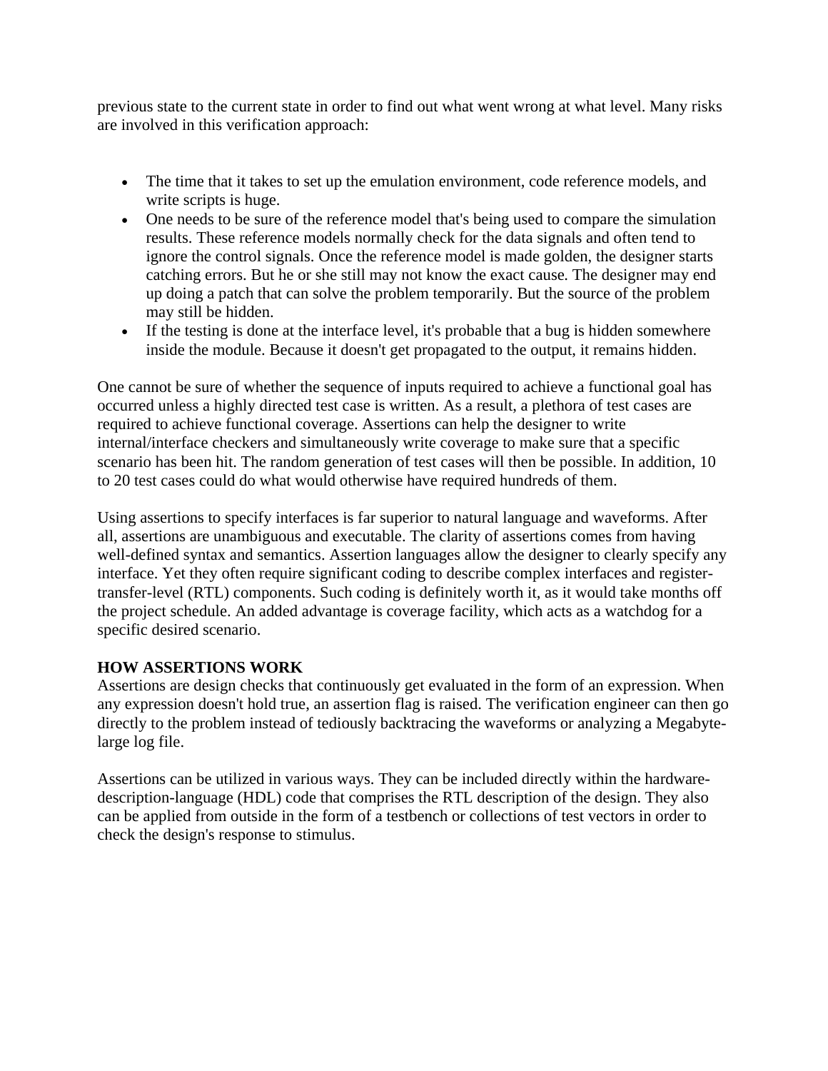previous state to the current state in order to find out what went wrong at what level. Many risks are involved in this verification approach:

- The time that it takes to set up the emulation environment, code reference models, and write scripts is huge.
- One needs to be sure of the reference model that's being used to compare the simulation results. These reference models normally check for the data signals and often tend to ignore the control signals. Once the reference model is made golden, the designer starts catching errors. But he or she still may not know the exact cause. The designer may end up doing a patch that can solve the problem temporarily. But the source of the problem may still be hidden.
- If the testing is done at the interface level, it's probable that a bug is hidden somewhere inside the module. Because it doesn't get propagated to the output, it remains hidden.

One cannot be sure of whether the sequence of inputs required to achieve a functional goal has occurred unless a highly directed test case is written. As a result, a plethora of test cases are required to achieve functional coverage. Assertions can help the designer to write internal/interface checkers and simultaneously write coverage to make sure that a specific scenario has been hit. The random generation of test cases will then be possible. In addition, 10 to 20 test cases could do what would otherwise have required hundreds of them.

Using assertions to specify interfaces is far superior to natural language and waveforms. After all, assertions are unambiguous and executable. The clarity of assertions comes from having well-defined syntax and semantics. Assertion languages allow the designer to clearly specify any interface. Yet they often require significant coding to describe complex interfaces and register-transfer-level (RTL) components. Such coding is definitely worth it, as it would take months off the project schedule. An added advantage is coverage facility, which acts as a watchdog for a specific desired scenario.

**HOW ASSERTIONS WORK**

Assertions are design checks that continuously get evaluated in the form of an expression. When any expression doesn't hold true, an assertion flag is raised. The verification engineer can then go directly to the problem instead of tediously backtracing the waveforms or analyzing a Megabyte-large log file.

Assertions can be utilized in various ways. They can be included directly within the hardware-description-language (HDL) code that comprises the RTL description of the design. They also can be applied from outside in the form of a testbench or collections of test vectors in order to check the design's response to stimulus.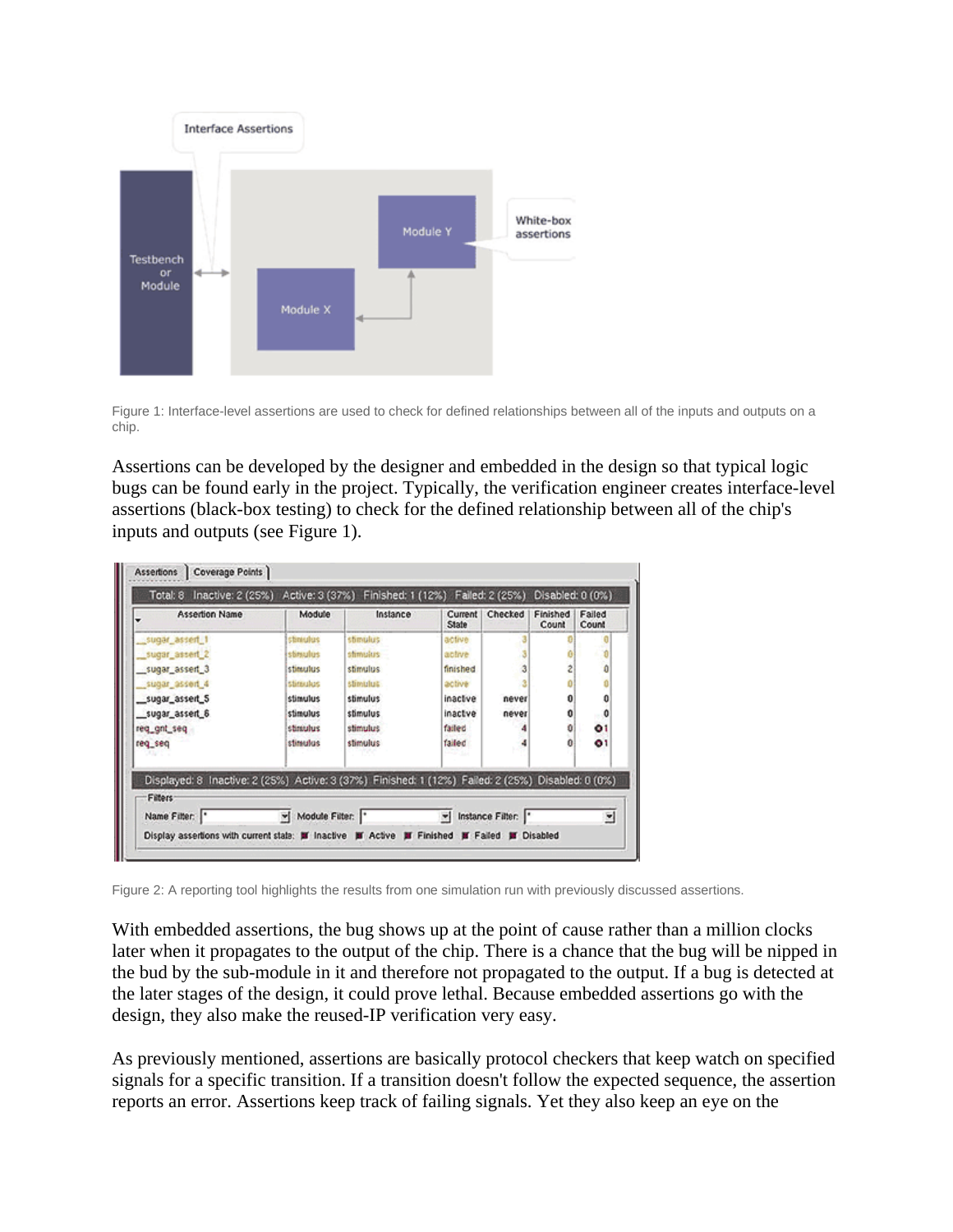Figure 1: Interface-level assertions are used to check for defined relationships between all of the inputs and outputs on a chip.

Assertions can be developed by the designer and embedded in the design so that typical logic bugs can be found early in the project. Typically, the verification engineer creates interface-level assertions (black-box testing) to check for the defined relationship between all of the chip's inputs and outputs (see Figure 1).

Figure 2: A reporting tool highlights the results from one simulation run with previously discussed assertions.

With embedded assertions, the bug shows up at the point of cause rather than a million clocks later when it propagates to the output of the chip. There is a chance that the bug will be nipped in the bud by the sub-module in it and therefore not propagated to the output. If a bug is detected at the later stages of the design, it could prove lethal. Because embedded assertions go with the design, they also make the reused-IP verification very easy.

As previously mentioned, assertions are basically protocol checkers that keep watch on specified signals for a specific transition. If a transition doesn't follow the expected sequence, the assertion reports an error. Assertions keep track of failing signals. Yet they also keep an eye on the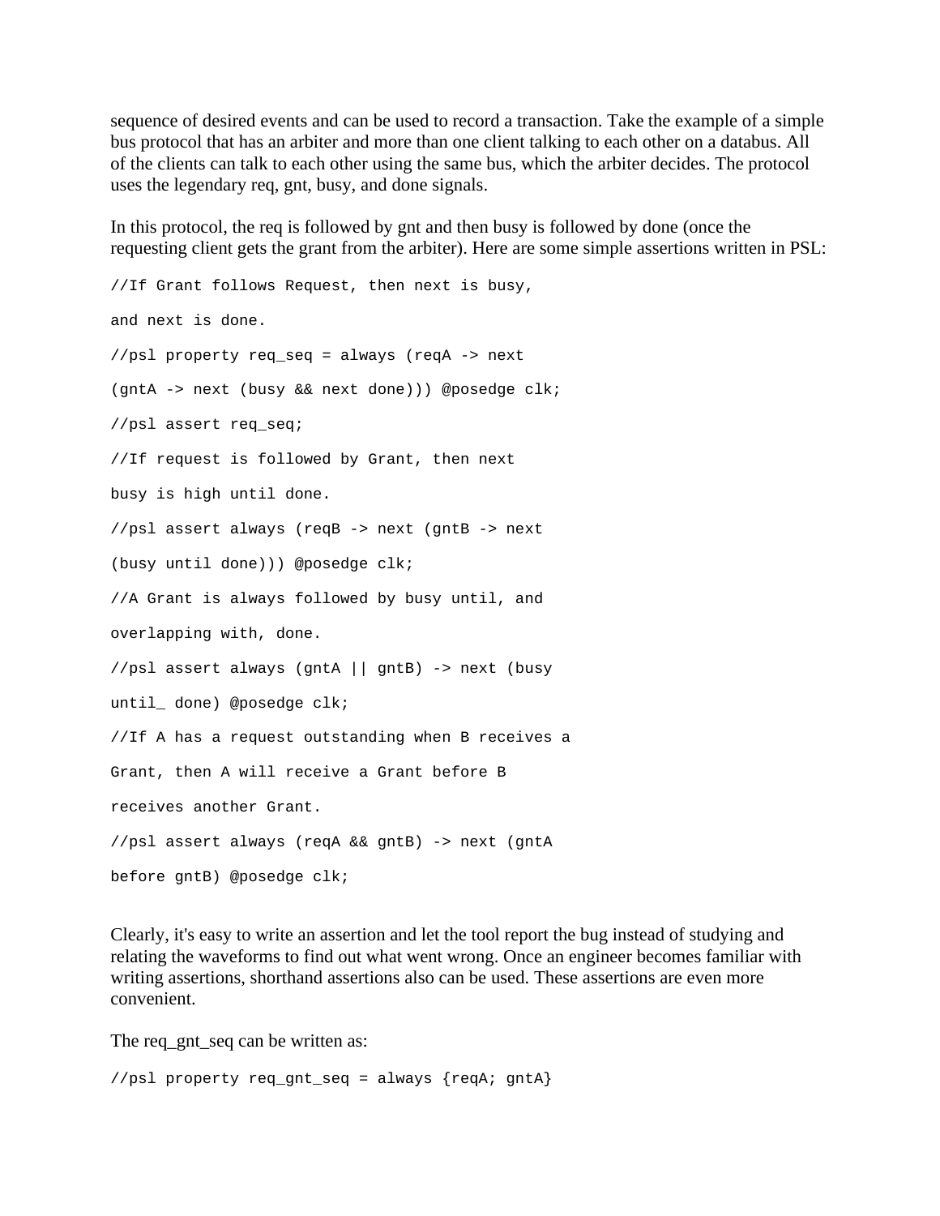sequence of desired events and can be used to record a transaction. Take the example of a simple bus protocol that has an arbiter and more than one client talking to each other on a databus. All of the clients can talk to each other using the same bus, which the arbiter decides. The protocol uses the legendary req, gnt, busy, and done signals.

In this protocol, the req is followed by gnt and then busy is followed by done (once the requesting client gets the grant from the arbiter). Here are some simple assertions written in PSL:

```
//If Grant follows Request, then next is busy,

and next is done.

//psl property req_seq = always (reqA -> next

(gntA -> next (busy && next done))) @posedge clk;

//psl assert req_seq;

//If request is followed by Grant, then next

busy is high until done.

//psl assert always (reqB -> next (gntB -> next

(busy until done))) @posedge clk;

//A Grant is always followed by busy until, and

overlapping with, done.

//psl assert always (gntA || gntB) -> next (busy

until_ done) @posedge clk;

//If A has a request outstanding when B receives a

Grant, then A will receive a Grant before B

receives another Grant.

//psl assert always (reqA && gntB) -> next (gntA

before gntB) @posedge clk;
```

Clearly, it's easy to write an assertion and let the tool report the bug instead of studying and relating the waveforms to find out what went wrong. Once an engineer becomes familiar with writing assertions, shorthand assertions also can be used. These assertions are even more convenient.

The req_gnt_seq can be written as:

```
//psl property req_gnt_seq = always {reqA; gntA}
```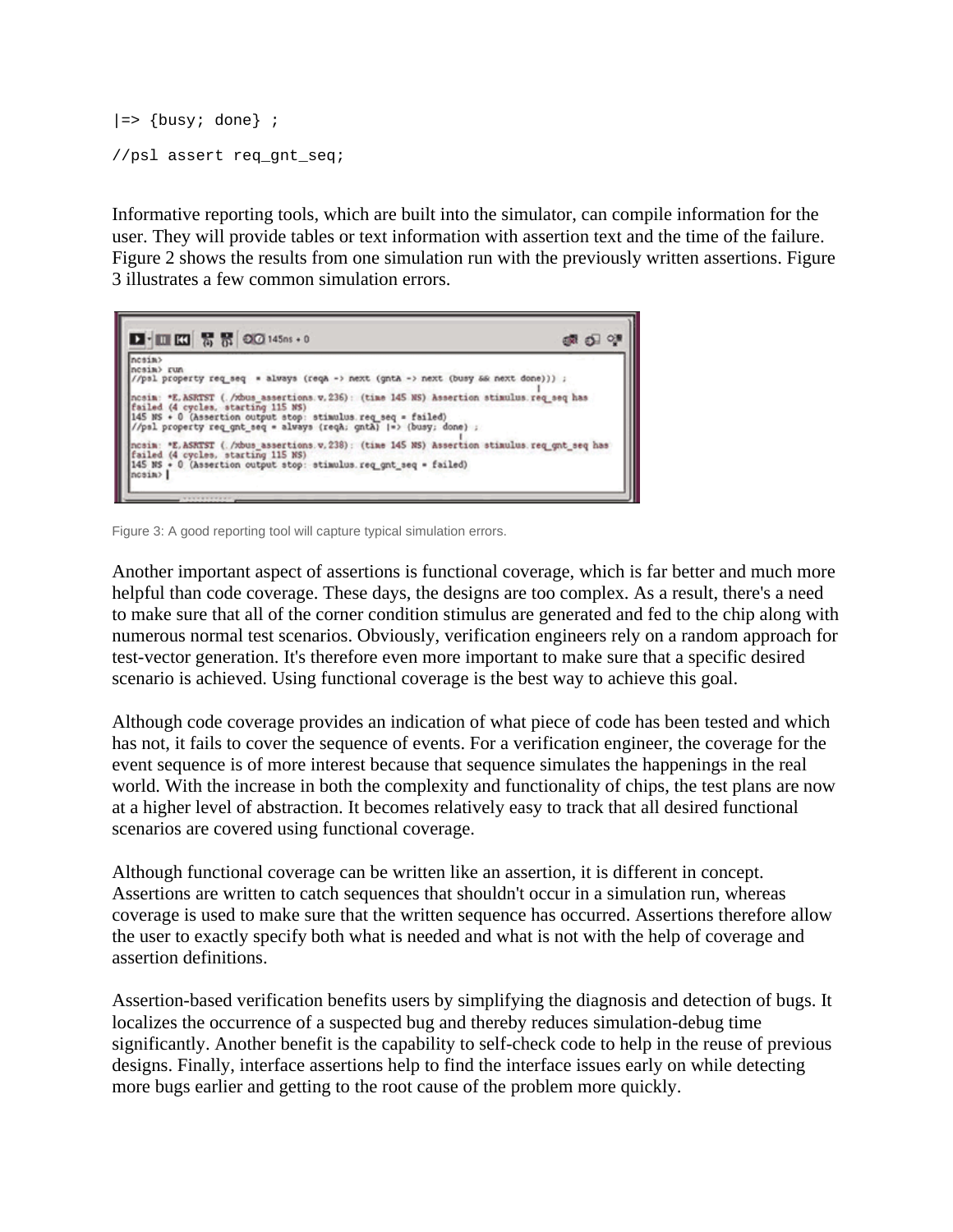```
|=> {busy; done} ;

//psl assert req_gnt_seq;
```

Informative reporting tools, which are built into the simulator, can compile information for the user. They will provide tables or text information with assertion text and the time of the failure. Figure 2 shows the results from one simulation run with the previously written assertions. Figure 3 illustrates a few common simulation errors.

Figure 3: A good reporting tool will capture typical simulation errors.

Another important aspect of assertions is functional coverage, which is far better and much more helpful than code coverage. These days, the designs are too complex. As a result, there's a need to make sure that all of the corner condition stimulus are generated and fed to the chip along with numerous normal test scenarios. Obviously, verification engineers rely on a random approach for test-vector generation. It's therefore even more important to make sure that a specific desired scenario is achieved. Using functional coverage is the best way to achieve this goal.

Although code coverage provides an indication of what piece of code has been tested and which has not, it fails to cover the sequence of events. For a verification engineer, the coverage for the event sequence is of more interest because that sequence simulates the happenings in the real world. With the increase in both the complexity and functionality of chips, the test plans are now at a higher level of abstraction. It becomes relatively easy to track that all desired functional scenarios are covered using functional coverage.

Although functional coverage can be written like an assertion, it is different in concept. Assertions are written to catch sequences that shouldn't occur in a simulation run, whereas coverage is used to make sure that the written sequence has occurred. Assertions therefore allow the user to exactly specify both what is needed and what is not with the help of coverage and assertion definitions.

Assertion-based verification benefits users by simplifying the diagnosis and detection of bugs. It localizes the occurrence of a suspected bug and thereby reduces simulation-debug time significantly. Another benefit is the capability to self-check code to help in the reuse of previous designs. Finally, interface assertions help to find the interface issues early on while detecting more bugs earlier and getting to the root cause of the problem more quickly.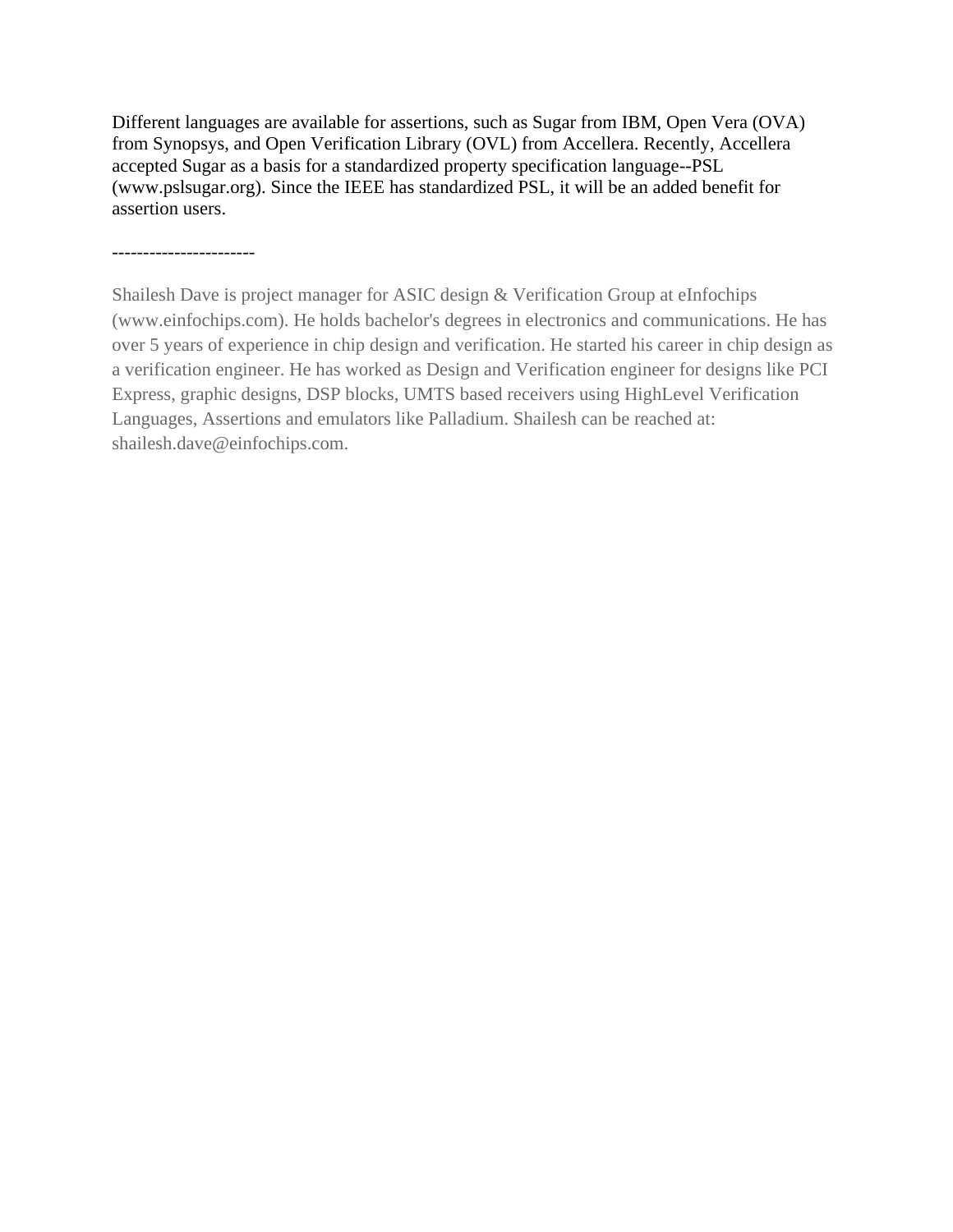Different languages are available for assertions, such as Sugar from IBM, Open Vera (OVA) from Synopsys, and Open Verification Library (OVL) from Accellera. Recently, Accellera accepted Sugar as a basis for a standardized property specification language--PSL (www.pslsugar.org). Since the IEEE has standardized PSL, it will be an added benefit for assertion users.

-----------------------

Shailesh Dave is project manager for ASIC design & Verification Group at eInfochips (www.einfochips.com). He holds bachelor's degrees in electronics and communications. He has over 5 years of experience in chip design and verification. He started his career in chip design as a verification engineer. He has worked as Design and Verification engineer for designs like PCI Express, graphic designs, DSP blocks, UMTS based receivers using HighLevel Verification Languages, Assertions and emulators like Palladium. Shailesh can be reached at: shailesh.dave@einfochips.com.